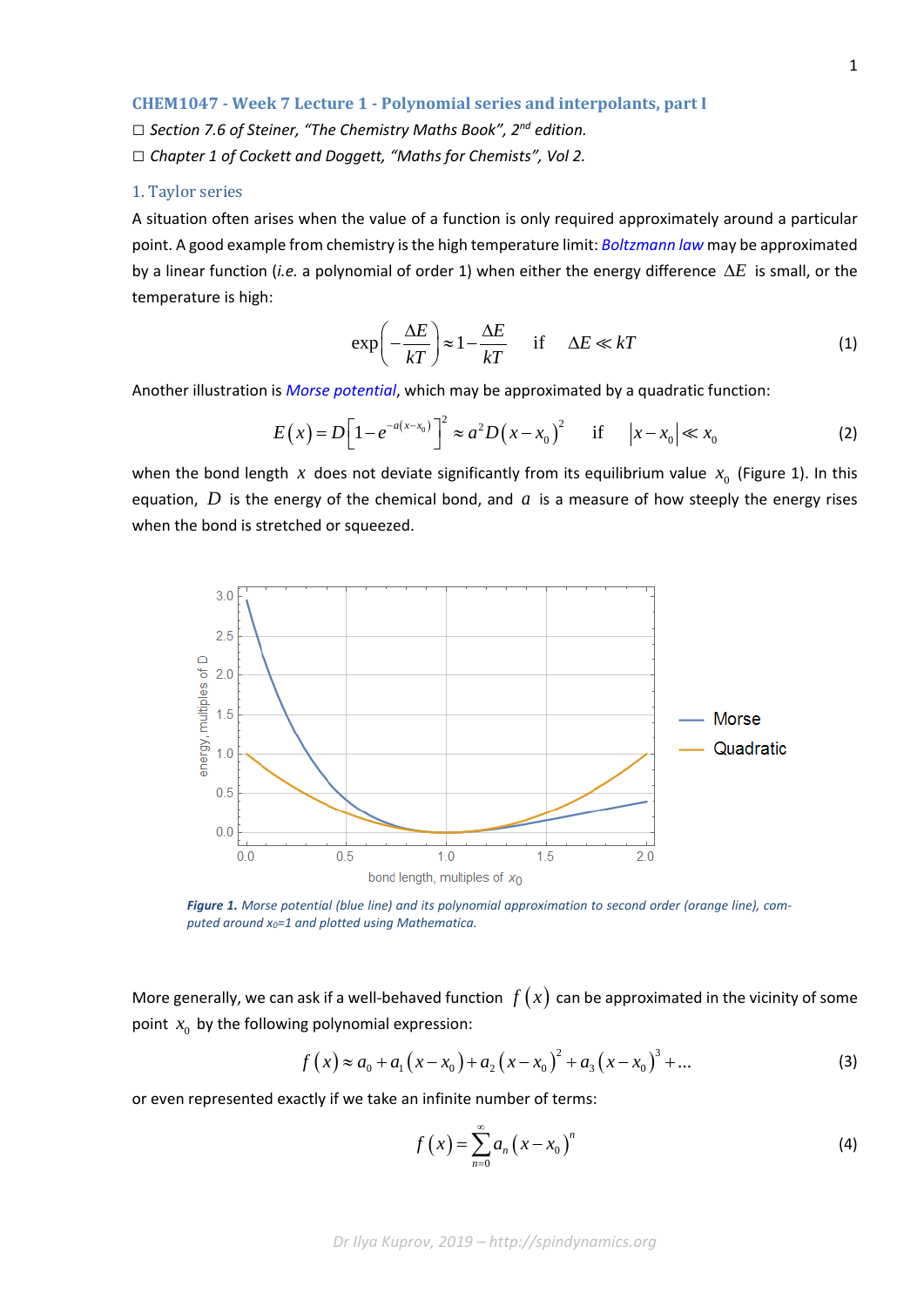# CHEM1047 - Week 7 Lecture 1 - Polynomial series and interpolants, part I

☐ *Section 7.6 of Steiner, "The Chemistry Maths Book", 2nd edition.*

☐ *Chapter 1 of Cockett and Doggett, "Maths for Chemists", Vol 2.*

## 1. Taylor series

A situation often arises when the value of a function is only required approximately around a particular point. A good example from chemistry is the high temperature limit: *Boltzmann law* may be approximated by a linear function (*i.e.* a polynomial of order 1) when either the energy difference $\Delta E$ is small, or the temperature is high:

$$\exp\left(-\frac{\Delta E}{kT}\right) \approx 1 - \frac{\Delta E}{kT} \quad \text{if} \quad \Delta E \ll kT \tag{1}$$

Another illustration is *Morse potential*, which may be approximated by a quadratic function:

$$E(x) = D\left[1 - e^{-a(x-x_0)}\right]^2 \approx a^2 D (x - x_0)^2 \quad \text{if} \quad |x - x_0| \ll x_0 \tag{2}$$

when the bond length $x$ does not deviate significantly from its equilibrium value $x_0$ (Figure 1). In this equation, $D$ is the energy of the chemical bond, and $a$ is a measure of how steeply the energy rises when the bond is stretched or squeezed.

***Figure 1.*** *Morse potential (blue line) and its polynomial approximation to second order (orange line), computed around $x_0$=1 and plotted using Mathematica.*

More generally, we can ask if a well-behaved function $f(x)$ can be approximated in the vicinity of some point $x_0$ by the following polynomial expression:

$$f(x) \approx a_0 + a_1(x - x_0) + a_2(x - x_0)^2 + a_3(x - x_0)^3 + \ldots \tag{3}$$

or even represented exactly if we take an infinite number of terms:

$$f(x) = \sum_{n=0}^{\infty} a_n (x - x_0)^n \tag{4}$$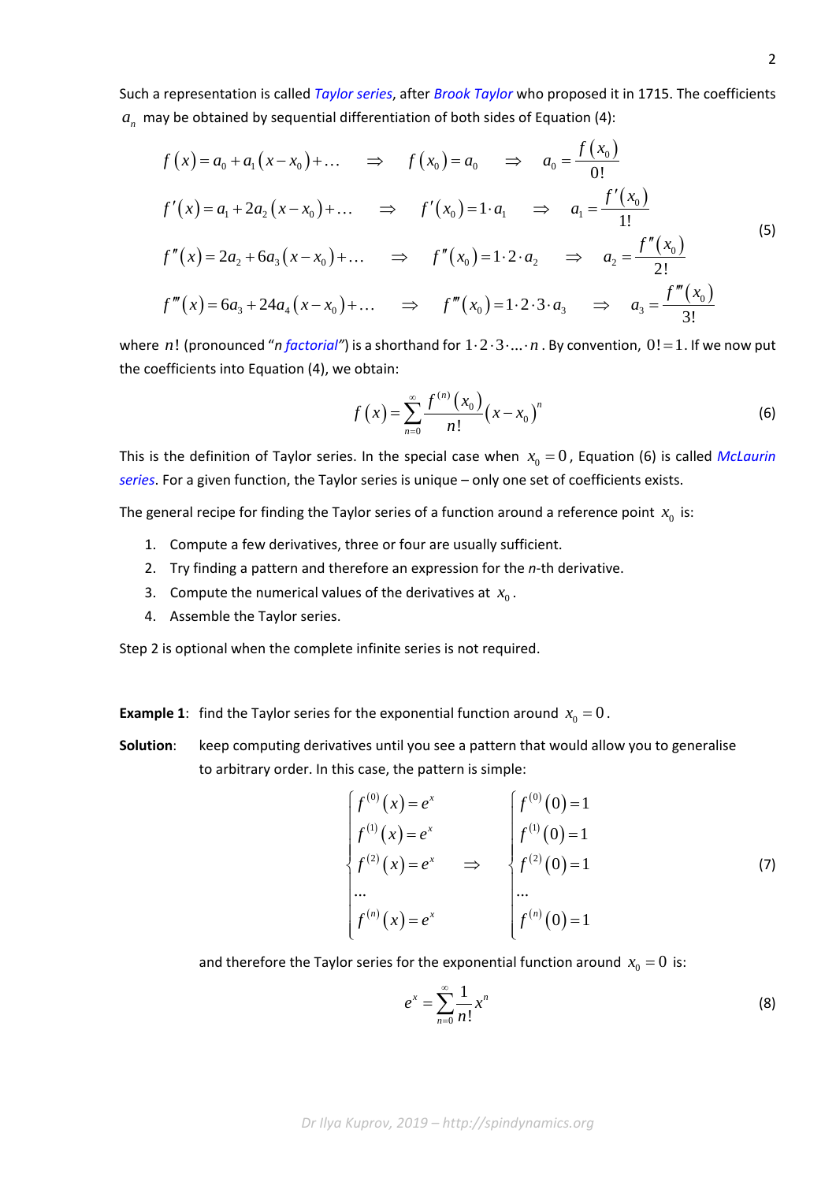Such a representation is called *Taylor series*, after *Brook Taylor* who proposed it in 1715. The coefficients $a_n$ may be obtained by sequential differentiation of both sides of Equation (4):

$$
\begin{aligned}
&f(x) = a_0 + a_1(x - x_0) + \ldots \quad &\Rightarrow \quad &f(x_0) = a_0 \quad &\Rightarrow \quad &a_0 = \frac{f(x_0)}{0!} \\
&f'(x) = a_1 + 2a_2(x - x_0) + \ldots \quad &\Rightarrow \quad &f'(x_0) = 1 \cdot a_1 \quad &\Rightarrow \quad &a_1 = \frac{f'(x_0)}{1!} \\
&f''(x) = 2a_2 + 6a_3(x - x_0) + \ldots \quad &\Rightarrow \quad &f''(x_0) = 1 \cdot 2 \cdot a_2 \quad &\Rightarrow \quad &a_2 = \frac{f''(x_0)}{2!} \\
&f'''(x) = 6a_3 + 24a_4(x - x_0) + \ldots \quad &\Rightarrow \quad &f'''(x_0) = 1 \cdot 2 \cdot 3 \cdot a_3 \quad &\Rightarrow \quad &a_3 = \frac{f'''(x_0)}{3!}
\end{aligned}
\tag{5}
$$

where $n!$ (pronounced "*n factorial*") is a shorthand for $1 \cdot 2 \cdot 3 \cdot \ldots \cdot n$. By convention, $0! = 1$. If we now put the coefficients into Equation (4), we obtain:

$$
f(x) = \sum_{n=0}^{\infty} \frac{f^{(n)}(x_0)}{n!}(x - x_0)^n \tag{6}
$$

This is the definition of Taylor series. In the special case when $x_0 = 0$, Equation (6) is called *McLaurin series*. For a given function, the Taylor series is unique – only one set of coefficients exists.

The general recipe for finding the Taylor series of a function around a reference point $x_0$ is:

1. Compute a few derivatives, three or four are usually sufficient.
2. Try finding a pattern and therefore an expression for the *n*-th derivative.
3. Compute the numerical values of the derivatives at $x_0$.
4. Assemble the Taylor series.

Step 2 is optional when the complete infinite series is not required.

**Example 1**: find the Taylor series for the exponential function around $x_0 = 0$.

**Solution**: keep computing derivatives until you see a pattern that would allow you to generalise to arbitrary order. In this case, the pattern is simple:

$$
\begin{cases}
f^{(0)}(x) = e^x \\
f^{(1)}(x) = e^x \\
f^{(2)}(x) = e^x \\
\ldots \\
f^{(n)}(x) = e^x
\end{cases}
\quad \Rightarrow \quad
\begin{cases}
f^{(0)}(0) = 1 \\
f^{(1)}(0) = 1 \\
f^{(2)}(0) = 1 \\
\ldots \\
f^{(n)}(0) = 1
\end{cases}
\tag{7}
$$

and therefore the Taylor series for the exponential function around $x_0 = 0$ is:

$$
e^x = \sum_{n=0}^{\infty} \frac{1}{n!} x^n \tag{8}
$$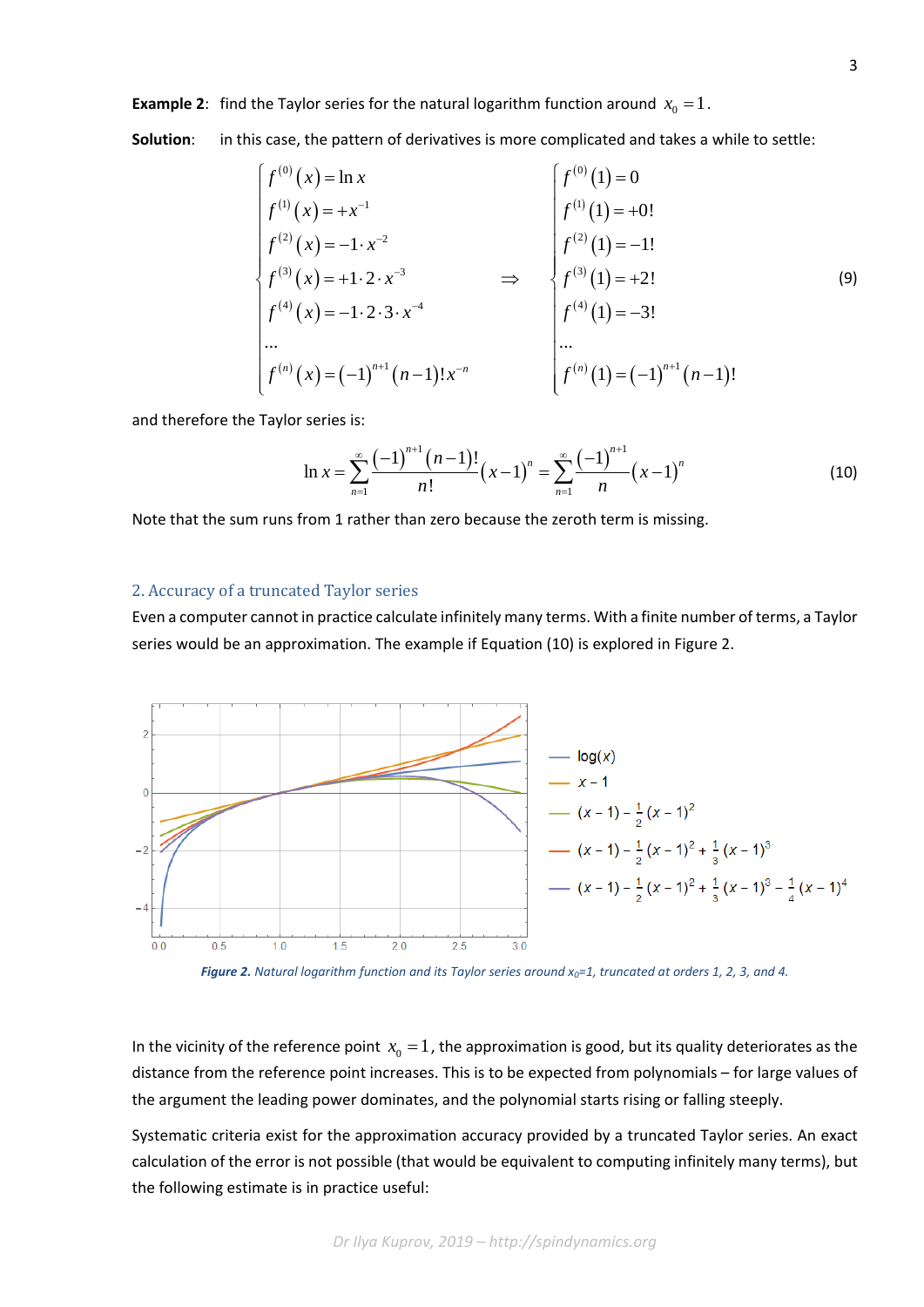**Example 2**: find the Taylor series for the natural logarithm function around $x_0 = 1$.

**Solution**: in this case, the pattern of derivatives is more complicated and takes a while to settle:

$$\begin{cases} f^{(0)}(x) = \ln x \\ f^{(1)}(x) = +x^{-1} \\ f^{(2)}(x) = -1 \cdot x^{-2} \\ f^{(3)}(x) = +1 \cdot 2 \cdot x^{-3} \\ f^{(4)}(x) = -1 \cdot 2 \cdot 3 \cdot x^{-4} \\ \ldots \\ f^{(n)}(x) = (-1)^{n+1}(n-1)! x^{-n} \end{cases} \Rightarrow \begin{cases} f^{(0)}(1) = 0 \\ f^{(1)}(1) = +0! \\ f^{(2)}(1) = -1! \\ f^{(3)}(1) = +2! \\ f^{(4)}(1) = -3! \\ \ldots \\ f^{(n)}(1) = (-1)^{n+1}(n-1)! \end{cases} \tag{9}$$

and therefore the Taylor series is:

$$\ln x = \sum_{n=1}^{\infty} \frac{(-1)^{n+1}(n-1)!}{n!}(x-1)^n = \sum_{n=1}^{\infty} \frac{(-1)^{n+1}}{n}(x-1)^n \tag{10}$$

Note that the sum runs from 1 rather than zero because the zeroth term is missing.

## 2. Accuracy of a truncated Taylor series

Even a computer cannot in practice calculate infinitely many terms. With a finite number of terms, a Taylor series would be an approximation. The example if Equation (10) is explored in Figure 2.

***Figure 2.*** *Natural logarithm function and its Taylor series around $x_0=1$, truncated at orders 1, 2, 3, and 4.*

In the vicinity of the reference point $x_0 = 1$, the approximation is good, but its quality deteriorates as the distance from the reference point increases. This is to be expected from polynomials – for large values of the argument the leading power dominates, and the polynomial starts rising or falling steeply.

Systematic criteria exist for the approximation accuracy provided by a truncated Taylor series. An exact calculation of the error is not possible (that would be equivalent to computing infinitely many terms), but the following estimate is in practice useful: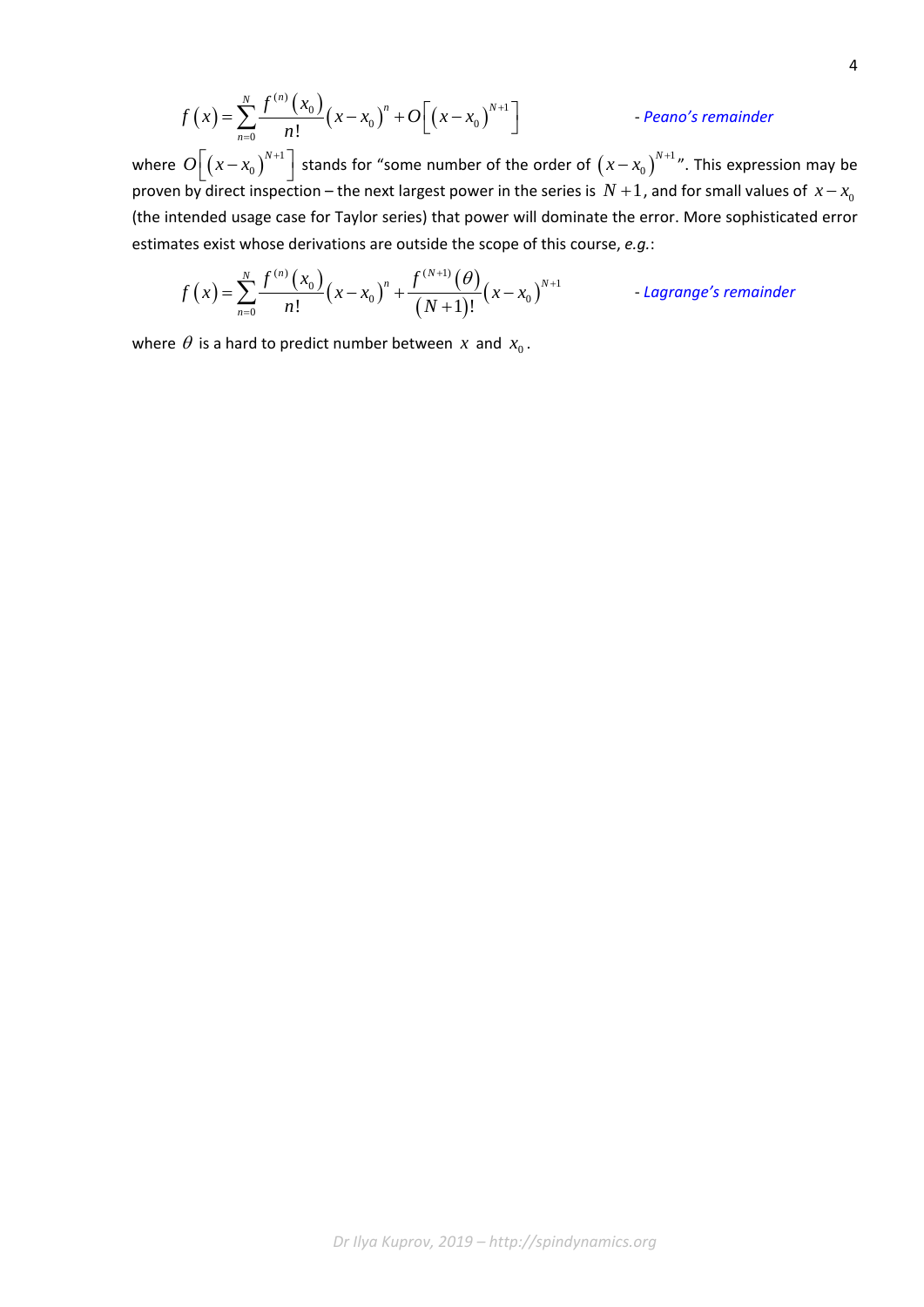$$f\left(x\right)=\sum_{n=0}^{N}\frac{f^{(n)}\left(x_0\right)}{n!}\left(x-x_0\right)^n+O\left[\left(x-x_0\right)^{N+1}\right] \qquad \text{- *Peano's remainder*}$$

where $O\left[\left(x-x_0\right)^{N+1}\right]$ stands for "some number of the order of $\left(x-x_0\right)^{N+1}$". This expression may be proven by direct inspection – the next largest power in the series is $N+1$, and for small values of $x-x_0$ (the intended usage case for Taylor series) that power will dominate the error. More sophisticated error estimates exist whose derivations are outside the scope of this course, *e.g.*:

$$f\left(x\right)=\sum_{n=0}^{N}\frac{f^{(n)}\left(x_0\right)}{n!}\left(x-x_0\right)^n+\frac{f^{(N+1)}\left(\theta\right)}{\left(N+1\right)!}\left(x-x_0\right)^{N+1} \qquad \text{- *Lagrange's remainder*}$$

where $\theta$ is a hard to predict number between $x$ and $x_0$.